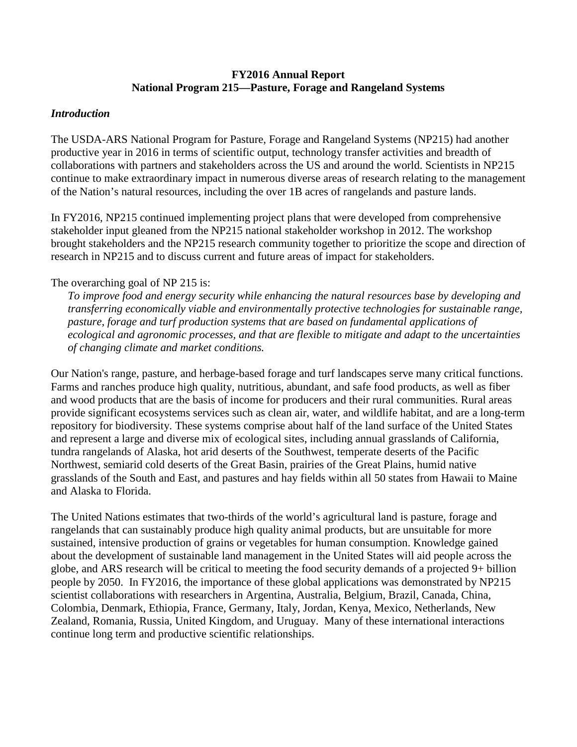# FY2016 Annual Report
# National Program 215—Pasture, Forage and Rangeland Systems

### *Introduction*

The USDA-ARS National Program for Pasture, Forage and Rangeland Systems (NP215) had another productive year in 2016 in terms of scientific output, technology transfer activities and breadth of collaborations with partners and stakeholders across the US and around the world. Scientists in NP215 continue to make extraordinary impact in numerous diverse areas of research relating to the management of the Nation's natural resources, including the over 1B acres of rangelands and pasture lands.

In FY2016, NP215 continued implementing project plans that were developed from comprehensive stakeholder input gleaned from the NP215 national stakeholder workshop in 2012. The workshop brought stakeholders and the NP215 research community together to prioritize the scope and direction of research in NP215 and to discuss current and future areas of impact for stakeholders.

The overarching goal of NP 215 is:

> *To improve food and energy security while enhancing the natural resources base by developing and transferring economically viable and environmentally protective technologies for sustainable range, pasture, forage and turf production systems that are based on fundamental applications of ecological and agronomic processes, and that are flexible to mitigate and adapt to the uncertainties of changing climate and market conditions.*

Our Nation's range, pasture, and herbage-based forage and turf landscapes serve many critical functions. Farms and ranches produce high quality, nutritious, abundant, and safe food products, as well as fiber and wood products that are the basis of income for producers and their rural communities. Rural areas provide significant ecosystems services such as clean air, water, and wildlife habitat, and are a long-term repository for biodiversity. These systems comprise about half of the land surface of the United States and represent a large and diverse mix of ecological sites, including annual grasslands of California, tundra rangelands of Alaska, hot arid deserts of the Southwest, temperate deserts of the Pacific Northwest, semiarid cold deserts of the Great Basin, prairies of the Great Plains, humid native grasslands of the South and East, and pastures and hay fields within all 50 states from Hawaii to Maine and Alaska to Florida.

The United Nations estimates that two-thirds of the world's agricultural land is pasture, forage and rangelands that can sustainably produce high quality animal products, but are unsuitable for more sustained, intensive production of grains or vegetables for human consumption. Knowledge gained about the development of sustainable land management in the United States will aid people across the globe, and ARS research will be critical to meeting the food security demands of a projected 9+ billion people by 2050. In FY2016, the importance of these global applications was demonstrated by NP215 scientist collaborations with researchers in Argentina, Australia, Belgium, Brazil, Canada, China, Colombia, Denmark, Ethiopia, France, Germany, Italy, Jordan, Kenya, Mexico, Netherlands, New Zealand, Romania, Russia, United Kingdom, and Uruguay. Many of these international interactions continue long term and productive scientific relationships.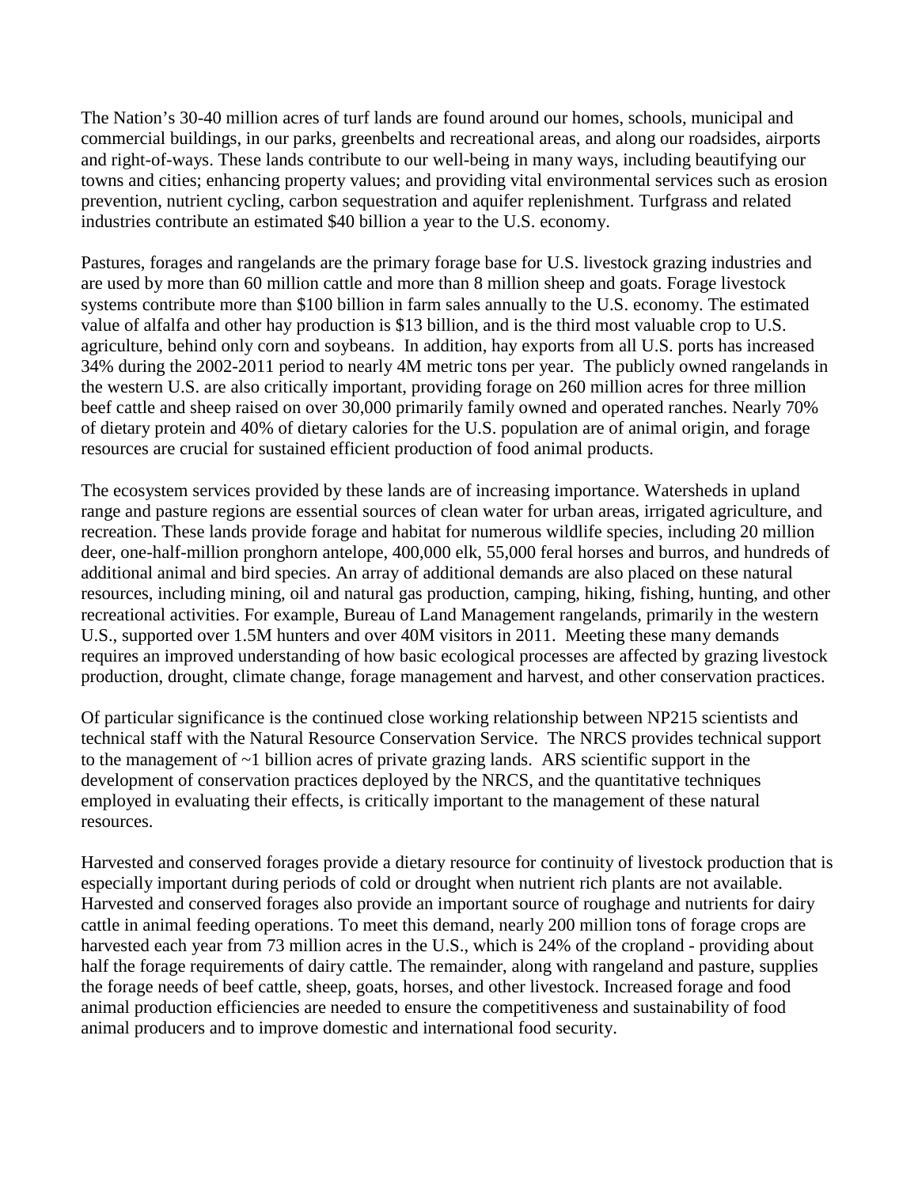The Nation's 30-40 million acres of turf lands are found around our homes, schools, municipal and commercial buildings, in our parks, greenbelts and recreational areas, and along our roadsides, airports and right-of-ways. These lands contribute to our well-being in many ways, including beautifying our towns and cities; enhancing property values; and providing vital environmental services such as erosion prevention, nutrient cycling, carbon sequestration and aquifer replenishment. Turfgrass and related industries contribute an estimated $40 billion a year to the U.S. economy.

Pastures, forages and rangelands are the primary forage base for U.S. livestock grazing industries and are used by more than 60 million cattle and more than 8 million sheep and goats. Forage livestock systems contribute more than $100 billion in farm sales annually to the U.S. economy. The estimated value of alfalfa and other hay production is $13 billion, and is the third most valuable crop to U.S. agriculture, behind only corn and soybeans. In addition, hay exports from all U.S. ports has increased 34% during the 2002-2011 period to nearly 4M metric tons per year. The publicly owned rangelands in the western U.S. are also critically important, providing forage on 260 million acres for three million beef cattle and sheep raised on over 30,000 primarily family owned and operated ranches. Nearly 70% of dietary protein and 40% of dietary calories for the U.S. population are of animal origin, and forage resources are crucial for sustained efficient production of food animal products.

The ecosystem services provided by these lands are of increasing importance. Watersheds in upland range and pasture regions are essential sources of clean water for urban areas, irrigated agriculture, and recreation. These lands provide forage and habitat for numerous wildlife species, including 20 million deer, one-half-million pronghorn antelope, 400,000 elk, 55,000 feral horses and burros, and hundreds of additional animal and bird species. An array of additional demands are also placed on these natural resources, including mining, oil and natural gas production, camping, hiking, fishing, hunting, and other recreational activities. For example, Bureau of Land Management rangelands, primarily in the western U.S., supported over 1.5M hunters and over 40M visitors in 2011. Meeting these many demands requires an improved understanding of how basic ecological processes are affected by grazing livestock production, drought, climate change, forage management and harvest, and other conservation practices.

Of particular significance is the continued close working relationship between NP215 scientists and technical staff with the Natural Resource Conservation Service. The NRCS provides technical support to the management of ~1 billion acres of private grazing lands. ARS scientific support in the development of conservation practices deployed by the NRCS, and the quantitative techniques employed in evaluating their effects, is critically important to the management of these natural resources.

Harvested and conserved forages provide a dietary resource for continuity of livestock production that is especially important during periods of cold or drought when nutrient rich plants are not available. Harvested and conserved forages also provide an important source of roughage and nutrients for dairy cattle in animal feeding operations. To meet this demand, nearly 200 million tons of forage crops are harvested each year from 73 million acres in the U.S., which is 24% of the cropland - providing about half the forage requirements of dairy cattle. The remainder, along with rangeland and pasture, supplies the forage needs of beef cattle, sheep, goats, horses, and other livestock. Increased forage and food animal production efficiencies are needed to ensure the competitiveness and sustainability of food animal producers and to improve domestic and international food security.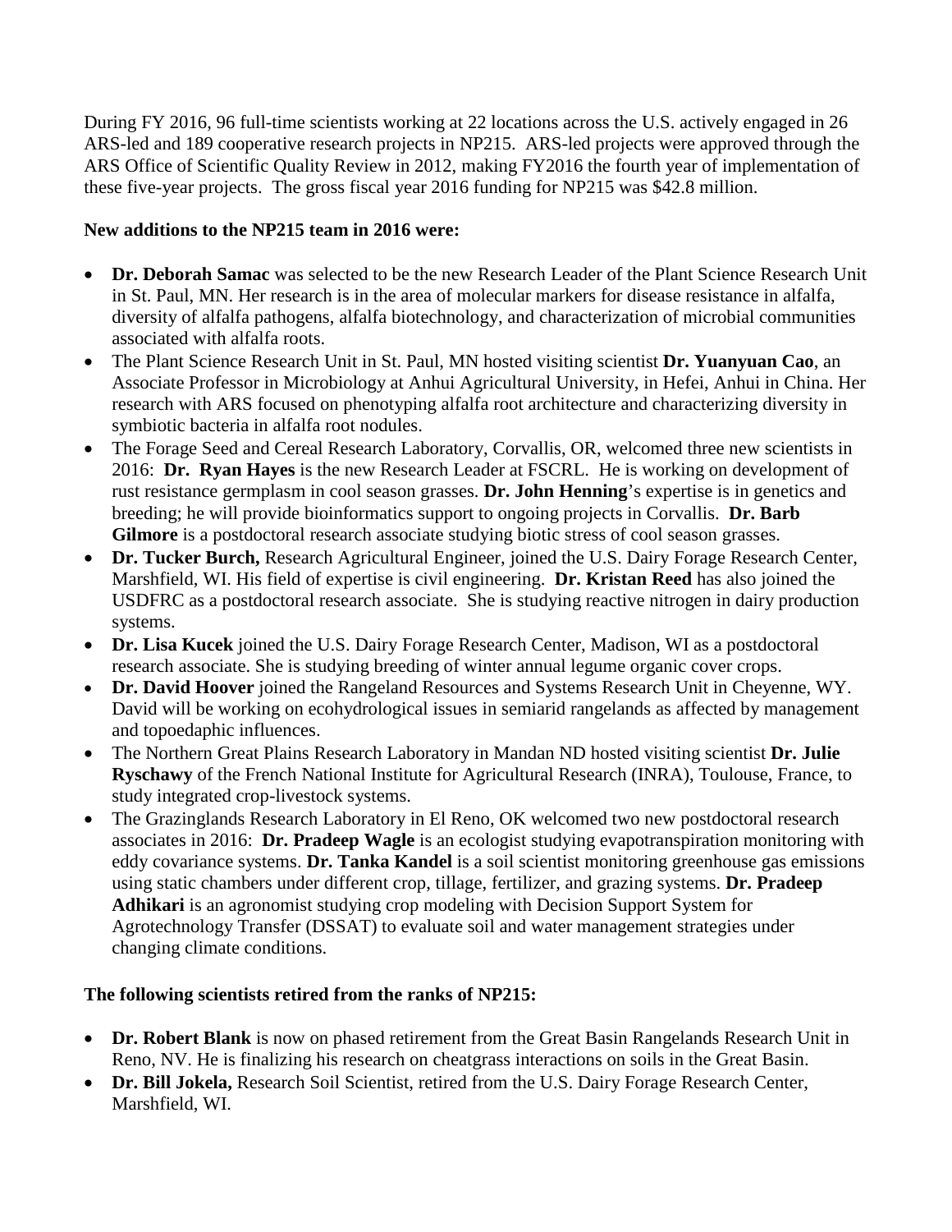During FY 2016, 96 full-time scientists working at 22 locations across the U.S. actively engaged in 26 ARS-led and 189 cooperative research projects in NP215. ARS-led projects were approved through the ARS Office of Scientific Quality Review in 2012, making FY2016 the fourth year of implementation of these five-year projects. The gross fiscal year 2016 funding for NP215 was $42.8 million.

**New additions to the NP215 team in 2016 were:**

- **Dr. Deborah Samac** was selected to be the new Research Leader of the Plant Science Research Unit in St. Paul, MN. Her research is in the area of molecular markers for disease resistance in alfalfa, diversity of alfalfa pathogens, alfalfa biotechnology, and characterization of microbial communities associated with alfalfa roots.
- The Plant Science Research Unit in St. Paul, MN hosted visiting scientist **Dr. Yuanyuan Cao**, an Associate Professor in Microbiology at Anhui Agricultural University, in Hefei, Anhui in China. Her research with ARS focused on phenotyping alfalfa root architecture and characterizing diversity in symbiotic bacteria in alfalfa root nodules.
- The Forage Seed and Cereal Research Laboratory, Corvallis, OR, welcomed three new scientists in 2016: **Dr. Ryan Hayes** is the new Research Leader at FSCRL. He is working on development of rust resistance germplasm in cool season grasses. **Dr. John Henning**'s expertise is in genetics and breeding; he will provide bioinformatics support to ongoing projects in Corvallis. **Dr. Barb Gilmore** is a postdoctoral research associate studying biotic stress of cool season grasses.
- **Dr. Tucker Burch,** Research Agricultural Engineer, joined the U.S. Dairy Forage Research Center, Marshfield, WI. His field of expertise is civil engineering. **Dr. Kristan Reed** has also joined the USDFRC as a postdoctoral research associate. She is studying reactive nitrogen in dairy production systems.
- **Dr. Lisa Kucek** joined the U.S. Dairy Forage Research Center, Madison, WI as a postdoctoral research associate. She is studying breeding of winter annual legume organic cover crops.
- **Dr. David Hoover** joined the Rangeland Resources and Systems Research Unit in Cheyenne, WY. David will be working on ecohydrological issues in semiarid rangelands as affected by management and topoedaphic influences.
- The Northern Great Plains Research Laboratory in Mandan ND hosted visiting scientist **Dr. Julie Ryschawy** of the French National Institute for Agricultural Research (INRA), Toulouse, France, to study integrated crop-livestock systems.
- The Grazinglands Research Laboratory in El Reno, OK welcomed two new postdoctoral research associates in 2016: **Dr. Pradeep Wagle** is an ecologist studying evapotranspiration monitoring with eddy covariance systems. **Dr. Tanka Kandel** is a soil scientist monitoring greenhouse gas emissions using static chambers under different crop, tillage, fertilizer, and grazing systems. **Dr. Pradeep Adhikari** is an agronomist studying crop modeling with Decision Support System for Agrotechnology Transfer (DSSAT) to evaluate soil and water management strategies under changing climate conditions.

**The following scientists retired from the ranks of NP215:**

- **Dr. Robert Blank** is now on phased retirement from the Great Basin Rangelands Research Unit in Reno, NV. He is finalizing his research on cheatgrass interactions on soils in the Great Basin.
- **Dr. Bill Jokela,** Research Soil Scientist, retired from the U.S. Dairy Forage Research Center, Marshfield, WI.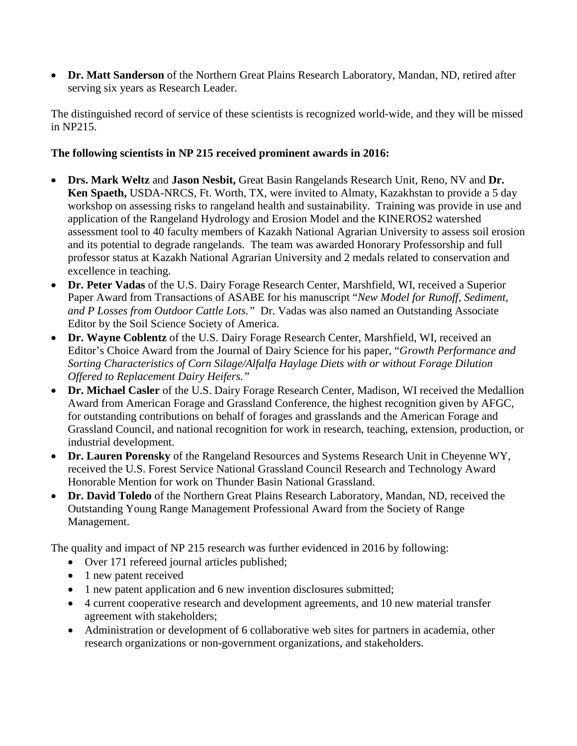- **Dr. Matt Sanderson** of the Northern Great Plains Research Laboratory, Mandan, ND, retired after serving six years as Research Leader.

The distinguished record of service of these scientists is recognized world-wide, and they will be missed in NP215.

**The following scientists in NP 215 received prominent awards in 2016:**

- **Drs. Mark Weltz** and **Jason Nesbit,** Great Basin Rangelands Research Unit, Reno, NV and **Dr. Ken Spaeth,** USDA-NRCS, Ft. Worth, TX, were invited to Almaty, Kazakhstan to provide a 5 day workshop on assessing risks to rangeland health and sustainability. Training was provide in use and application of the Rangeland Hydrology and Erosion Model and the KINEROS2 watershed assessment tool to 40 faculty members of Kazakh National Agrarian University to assess soil erosion and its potential to degrade rangelands. The team was awarded Honorary Professorship and full professor status at Kazakh National Agrarian University and 2 medals related to conservation and excellence in teaching.
- **Dr. Peter Vadas** of the U.S. Dairy Forage Research Center, Marshfield, WI, received a Superior Paper Award from Transactions of ASABE for his manuscript "*New Model for Runoff, Sediment, and P Losses from Outdoor Cattle Lots.*" Dr. Vadas was also named an Outstanding Associate Editor by the Soil Science Society of America.
- **Dr. Wayne Coblentz** of the U.S. Dairy Forage Research Center, Marshfield, WI, received an Editor's Choice Award from the Journal of Dairy Science for his paper, "*Growth Performance and Sorting Characteristics of Corn Silage/Alfalfa Haylage Diets with or without Forage Dilution Offered to Replacement Dairy Heifers.*"
- **Dr. Michael Casler** of the U.S. Dairy Forage Research Center, Madison, WI received the Medallion Award from American Forage and Grassland Conference, the highest recognition given by AFGC, for outstanding contributions on behalf of forages and grasslands and the American Forage and Grassland Council, and national recognition for work in research, teaching, extension, production, or industrial development.
- **Dr. Lauren Porensky** of the Rangeland Resources and Systems Research Unit in Cheyenne WY, received the U.S. Forest Service National Grassland Council Research and Technology Award Honorable Mention for work on Thunder Basin National Grassland.
- **Dr. David Toledo** of the Northern Great Plains Research Laboratory, Mandan, ND, received the Outstanding Young Range Management Professional Award from the Society of Range Management.

The quality and impact of NP 215 research was further evidenced in 2016 by following:

- Over 171 refereed journal articles published;
- 1 new patent received
- 1 new patent application and 6 new invention disclosures submitted;
- 4 current cooperative research and development agreements, and 10 new material transfer agreement with stakeholders;
- Administration or development of 6 collaborative web sites for partners in academia, other research organizations or non-government organizations, and stakeholders.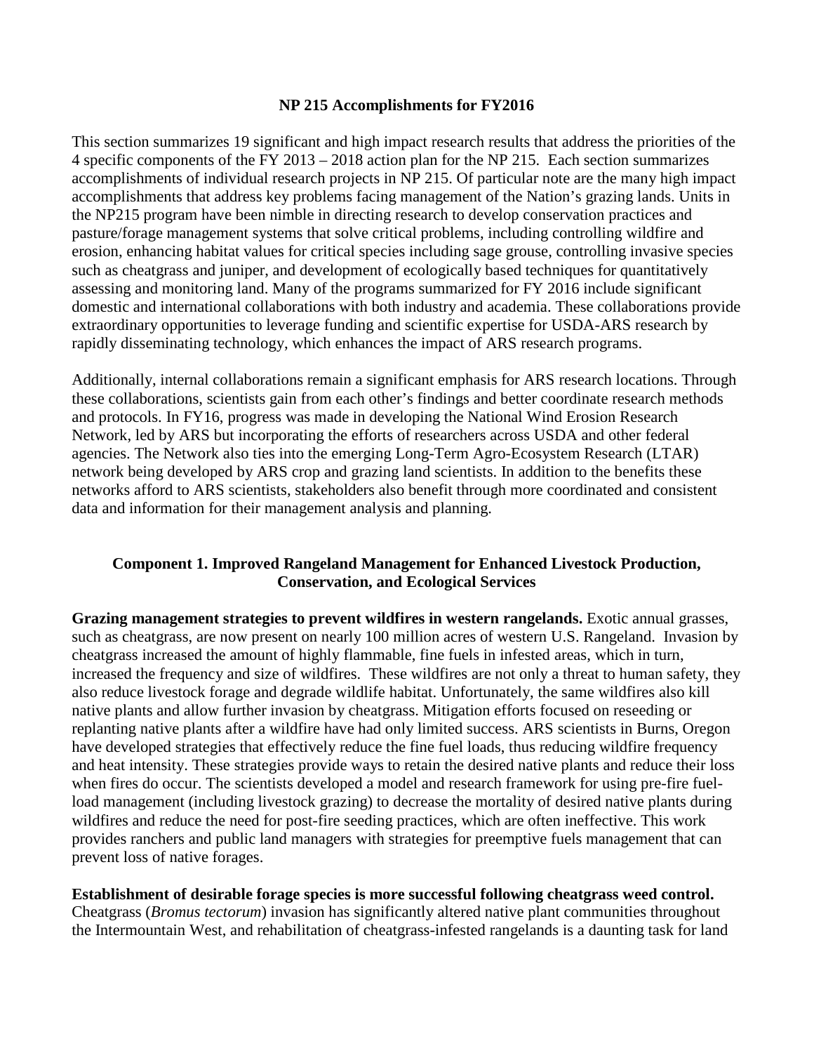## NP 215 Accomplishments for FY2016

This section summarizes 19 significant and high impact research results that address the priorities of the 4 specific components of the FY 2013 – 2018 action plan for the NP 215. Each section summarizes accomplishments of individual research projects in NP 215. Of particular note are the many high impact accomplishments that address key problems facing management of the Nation's grazing lands. Units in the NP215 program have been nimble in directing research to develop conservation practices and pasture/forage management systems that solve critical problems, including controlling wildfire and erosion, enhancing habitat values for critical species including sage grouse, controlling invasive species such as cheatgrass and juniper, and development of ecologically based techniques for quantitatively assessing and monitoring land. Many of the programs summarized for FY 2016 include significant domestic and international collaborations with both industry and academia. These collaborations provide extraordinary opportunities to leverage funding and scientific expertise for USDA-ARS research by rapidly disseminating technology, which enhances the impact of ARS research programs.

Additionally, internal collaborations remain a significant emphasis for ARS research locations. Through these collaborations, scientists gain from each other's findings and better coordinate research methods and protocols. In FY16, progress was made in developing the National Wind Erosion Research Network, led by ARS but incorporating the efforts of researchers across USDA and other federal agencies. The Network also ties into the emerging Long-Term Agro-Ecosystem Research (LTAR) network being developed by ARS crop and grazing land scientists. In addition to the benefits these networks afford to ARS scientists, stakeholders also benefit through more coordinated and consistent data and information for their management analysis and planning.

### Component 1. Improved Rangeland Management for Enhanced Livestock Production, Conservation, and Ecological Services

**Grazing management strategies to prevent wildfires in western rangelands.** Exotic annual grasses, such as cheatgrass, are now present on nearly 100 million acres of western U.S. Rangeland. Invasion by cheatgrass increased the amount of highly flammable, fine fuels in infested areas, which in turn, increased the frequency and size of wildfires. These wildfires are not only a threat to human safety, they also reduce livestock forage and degrade wildlife habitat. Unfortunately, the same wildfires also kill native plants and allow further invasion by cheatgrass. Mitigation efforts focused on reseeding or replanting native plants after a wildfire have had only limited success. ARS scientists in Burns, Oregon have developed strategies that effectively reduce the fine fuel loads, thus reducing wildfire frequency and heat intensity. These strategies provide ways to retain the desired native plants and reduce their loss when fires do occur. The scientists developed a model and research framework for using pre-fire fuel-load management (including livestock grazing) to decrease the mortality of desired native plants during wildfires and reduce the need for post-fire seeding practices, which are often ineffective. This work provides ranchers and public land managers with strategies for preemptive fuels management that can prevent loss of native forages.

**Establishment of desirable forage species is more successful following cheatgrass weed control.** Cheatgrass (*Bromus tectorum*) invasion has significantly altered native plant communities throughout the Intermountain West, and rehabilitation of cheatgrass-infested rangelands is a daunting task for land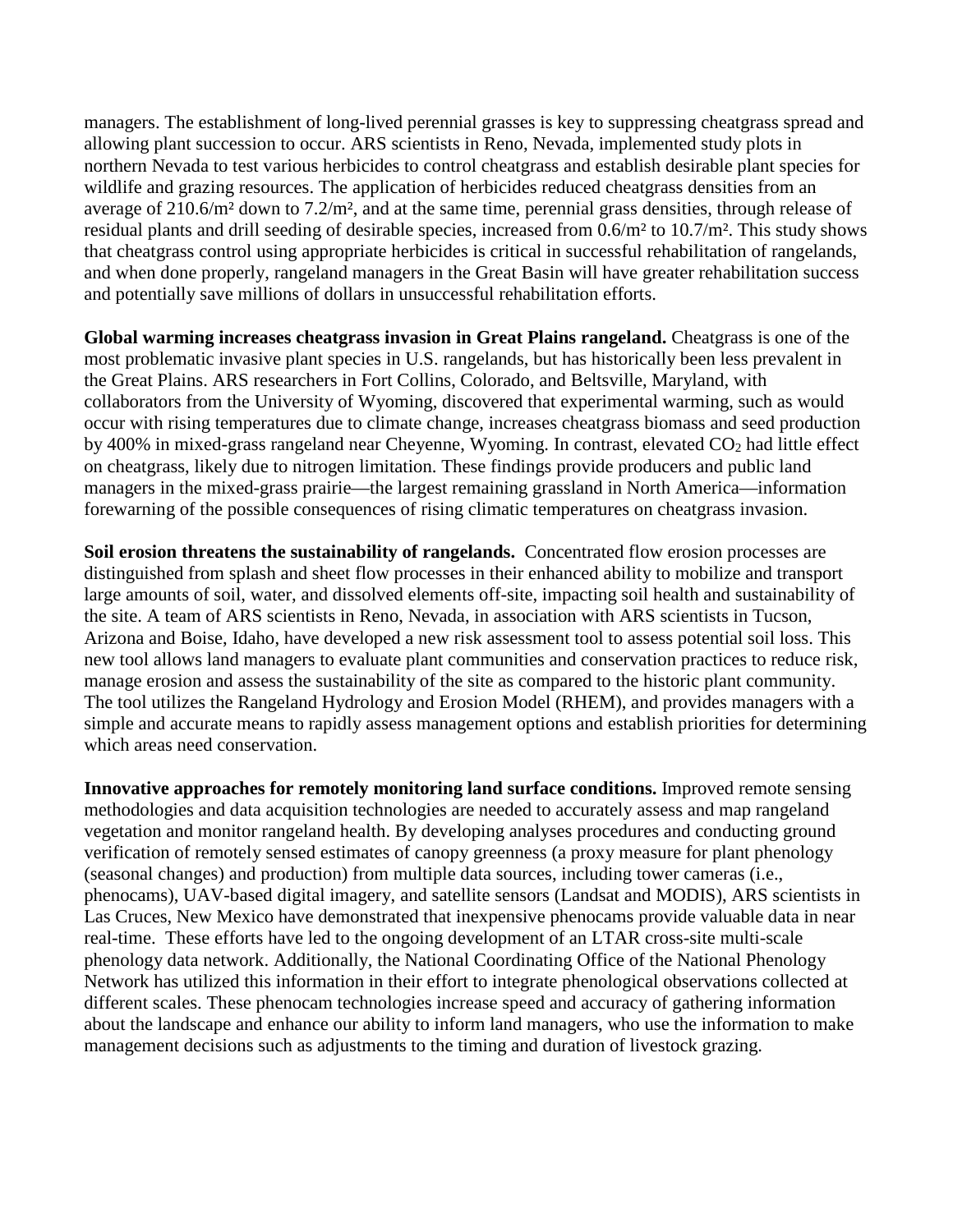managers. The establishment of long-lived perennial grasses is key to suppressing cheatgrass spread and allowing plant succession to occur. ARS scientists in Reno, Nevada, implemented study plots in northern Nevada to test various herbicides to control cheatgrass and establish desirable plant species for wildlife and grazing resources. The application of herbicides reduced cheatgrass densities from an average of 210.6/m² down to 7.2/m², and at the same time, perennial grass densities, through release of residual plants and drill seeding of desirable species, increased from 0.6/m² to 10.7/m². This study shows that cheatgrass control using appropriate herbicides is critical in successful rehabilitation of rangelands, and when done properly, rangeland managers in the Great Basin will have greater rehabilitation success and potentially save millions of dollars in unsuccessful rehabilitation efforts.

**Global warming increases cheatgrass invasion in Great Plains rangeland.** Cheatgrass is one of the most problematic invasive plant species in U.S. rangelands, but has historically been less prevalent in the Great Plains. ARS researchers in Fort Collins, Colorado, and Beltsville, Maryland, with collaborators from the University of Wyoming, discovered that experimental warming, such as would occur with rising temperatures due to climate change, increases cheatgrass biomass and seed production by 400% in mixed-grass rangeland near Cheyenne, Wyoming. In contrast, elevated $CO_2$ had little effect on cheatgrass, likely due to nitrogen limitation. These findings provide producers and public land managers in the mixed-grass prairie—the largest remaining grassland in North America—information forewarning of the possible consequences of rising climatic temperatures on cheatgrass invasion.

**Soil erosion threatens the sustainability of rangelands.** Concentrated flow erosion processes are distinguished from splash and sheet flow processes in their enhanced ability to mobilize and transport large amounts of soil, water, and dissolved elements off-site, impacting soil health and sustainability of the site. A team of ARS scientists in Reno, Nevada, in association with ARS scientists in Tucson, Arizona and Boise, Idaho, have developed a new risk assessment tool to assess potential soil loss. This new tool allows land managers to evaluate plant communities and conservation practices to reduce risk, manage erosion and assess the sustainability of the site as compared to the historic plant community. The tool utilizes the Rangeland Hydrology and Erosion Model (RHEM), and provides managers with a simple and accurate means to rapidly assess management options and establish priorities for determining which areas need conservation.

**Innovative approaches for remotely monitoring land surface conditions.** Improved remote sensing methodologies and data acquisition technologies are needed to accurately assess and map rangeland vegetation and monitor rangeland health. By developing analyses procedures and conducting ground verification of remotely sensed estimates of canopy greenness (a proxy measure for plant phenology (seasonal changes) and production) from multiple data sources, including tower cameras (i.e., phenocams), UAV-based digital imagery, and satellite sensors (Landsat and MODIS), ARS scientists in Las Cruces, New Mexico have demonstrated that inexpensive phenocams provide valuable data in near real-time. These efforts have led to the ongoing development of an LTAR cross-site multi-scale phenology data network. Additionally, the National Coordinating Office of the National Phenology Network has utilized this information in their effort to integrate phenological observations collected at different scales. These phenocam technologies increase speed and accuracy of gathering information about the landscape and enhance our ability to inform land managers, who use the information to make management decisions such as adjustments to the timing and duration of livestock grazing.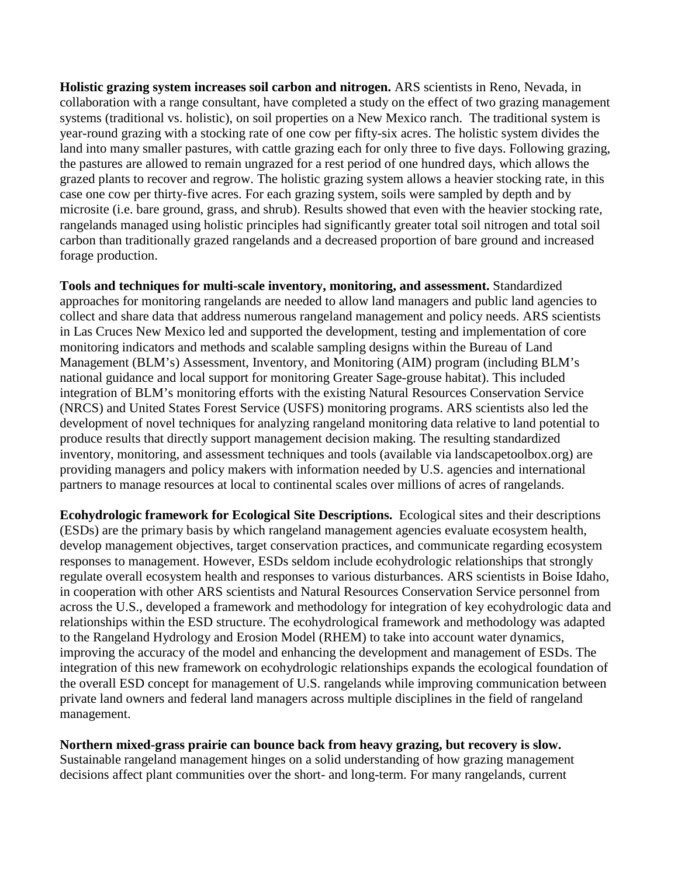**Holistic grazing system increases soil carbon and nitrogen.** ARS scientists in Reno, Nevada, in collaboration with a range consultant, have completed a study on the effect of two grazing management systems (traditional vs. holistic), on soil properties on a New Mexico ranch. The traditional system is year-round grazing with a stocking rate of one cow per fifty-six acres. The holistic system divides the land into many smaller pastures, with cattle grazing each for only three to five days. Following grazing, the pastures are allowed to remain ungrazed for a rest period of one hundred days, which allows the grazed plants to recover and regrow. The holistic grazing system allows a heavier stocking rate, in this case one cow per thirty-five acres. For each grazing system, soils were sampled by depth and by microsite (i.e. bare ground, grass, and shrub). Results showed that even with the heavier stocking rate, rangelands managed using holistic principles had significantly greater total soil nitrogen and total soil carbon than traditionally grazed rangelands and a decreased proportion of bare ground and increased forage production.

**Tools and techniques for multi-scale inventory, monitoring, and assessment.** Standardized approaches for monitoring rangelands are needed to allow land managers and public land agencies to collect and share data that address numerous rangeland management and policy needs. ARS scientists in Las Cruces New Mexico led and supported the development, testing and implementation of core monitoring indicators and methods and scalable sampling designs within the Bureau of Land Management (BLM's) Assessment, Inventory, and Monitoring (AIM) program (including BLM's national guidance and local support for monitoring Greater Sage-grouse habitat). This included integration of BLM's monitoring efforts with the existing Natural Resources Conservation Service (NRCS) and United States Forest Service (USFS) monitoring programs. ARS scientists also led the development of novel techniques for analyzing rangeland monitoring data relative to land potential to produce results that directly support management decision making. The resulting standardized inventory, monitoring, and assessment techniques and tools (available via landscapetoolbox.org) are providing managers and policy makers with information needed by U.S. agencies and international partners to manage resources at local to continental scales over millions of acres of rangelands.

**Ecohydrologic framework for Ecological Site Descriptions.** Ecological sites and their descriptions (ESDs) are the primary basis by which rangeland management agencies evaluate ecosystem health, develop management objectives, target conservation practices, and communicate regarding ecosystem responses to management. However, ESDs seldom include ecohydrologic relationships that strongly regulate overall ecosystem health and responses to various disturbances. ARS scientists in Boise Idaho, in cooperation with other ARS scientists and Natural Resources Conservation Service personnel from across the U.S., developed a framework and methodology for integration of key ecohydrologic data and relationships within the ESD structure. The ecohydrological framework and methodology was adapted to the Rangeland Hydrology and Erosion Model (RHEM) to take into account water dynamics, improving the accuracy of the model and enhancing the development and management of ESDs. The integration of this new framework on ecohydrologic relationships expands the ecological foundation of the overall ESD concept for management of U.S. rangelands while improving communication between private land owners and federal land managers across multiple disciplines in the field of rangeland management.

**Northern mixed-grass prairie can bounce back from heavy grazing, but recovery is slow.** Sustainable rangeland management hinges on a solid understanding of how grazing management decisions affect plant communities over the short- and long-term. For many rangelands, current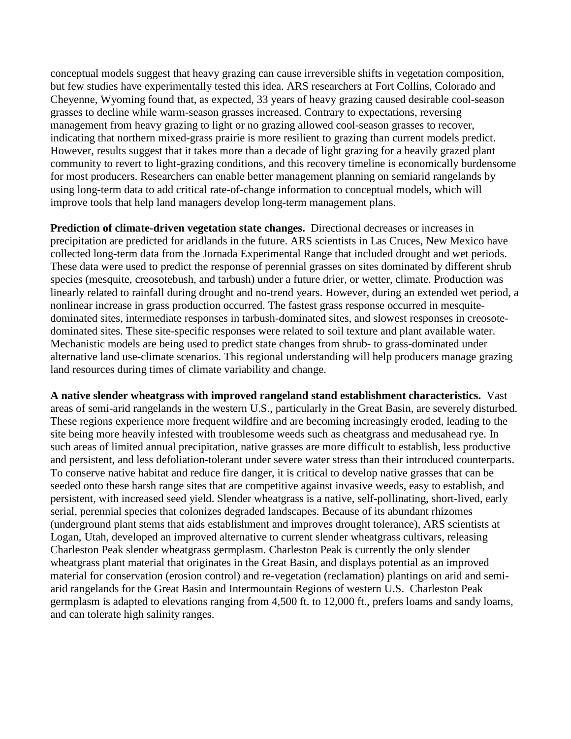conceptual models suggest that heavy grazing can cause irreversible shifts in vegetation composition, but few studies have experimentally tested this idea. ARS researchers at Fort Collins, Colorado and Cheyenne, Wyoming found that, as expected, 33 years of heavy grazing caused desirable cool-season grasses to decline while warm-season grasses increased. Contrary to expectations, reversing management from heavy grazing to light or no grazing allowed cool-season grasses to recover, indicating that northern mixed-grass prairie is more resilient to grazing than current models predict. However, results suggest that it takes more than a decade of light grazing for a heavily grazed plant community to revert to light-grazing conditions, and this recovery timeline is economically burdensome for most producers. Researchers can enable better management planning on semiarid rangelands by using long-term data to add critical rate-of-change information to conceptual models, which will improve tools that help land managers develop long-term management plans.

**Prediction of climate-driven vegetation state changes.** Directional decreases or increases in precipitation are predicted for aridlands in the future. ARS scientists in Las Cruces, New Mexico have collected long-term data from the Jornada Experimental Range that included drought and wet periods. These data were used to predict the response of perennial grasses on sites dominated by different shrub species (mesquite, creosotebush, and tarbush) under a future drier, or wetter, climate. Production was linearly related to rainfall during drought and no-trend years. However, during an extended wet period, a nonlinear increase in grass production occurred. The fastest grass response occurred in mesquite-dominated sites, intermediate responses in tarbush-dominated sites, and slowest responses in creosote-dominated sites. These site-specific responses were related to soil texture and plant available water. Mechanistic models are being used to predict state changes from shrub- to grass-dominated under alternative land use-climate scenarios. This regional understanding will help producers manage grazing land resources during times of climate variability and change.

**A native slender wheatgrass with improved rangeland stand establishment characteristics.** Vast areas of semi-arid rangelands in the western U.S., particularly in the Great Basin, are severely disturbed. These regions experience more frequent wildfire and are becoming increasingly eroded, leading to the site being more heavily infested with troublesome weeds such as cheatgrass and medusahead rye. In such areas of limited annual precipitation, native grasses are more difficult to establish, less productive and persistent, and less defoliation-tolerant under severe water stress than their introduced counterparts. To conserve native habitat and reduce fire danger, it is critical to develop native grasses that can be seeded onto these harsh range sites that are competitive against invasive weeds, easy to establish, and persistent, with increased seed yield. Slender wheatgrass is a native, self-pollinating, short-lived, early serial, perennial species that colonizes degraded landscapes. Because of its abundant rhizomes (underground plant stems that aids establishment and improves drought tolerance), ARS scientists at Logan, Utah, developed an improved alternative to current slender wheatgrass cultivars, releasing Charleston Peak slender wheatgrass germplasm. Charleston Peak is currently the only slender wheatgrass plant material that originates in the Great Basin, and displays potential as an improved material for conservation (erosion control) and re-vegetation (reclamation) plantings on arid and semi-arid rangelands for the Great Basin and Intermountain Regions of western U.S. Charleston Peak germplasm is adapted to elevations ranging from 4,500 ft. to 12,000 ft., prefers loams and sandy loams, and can tolerate high salinity ranges.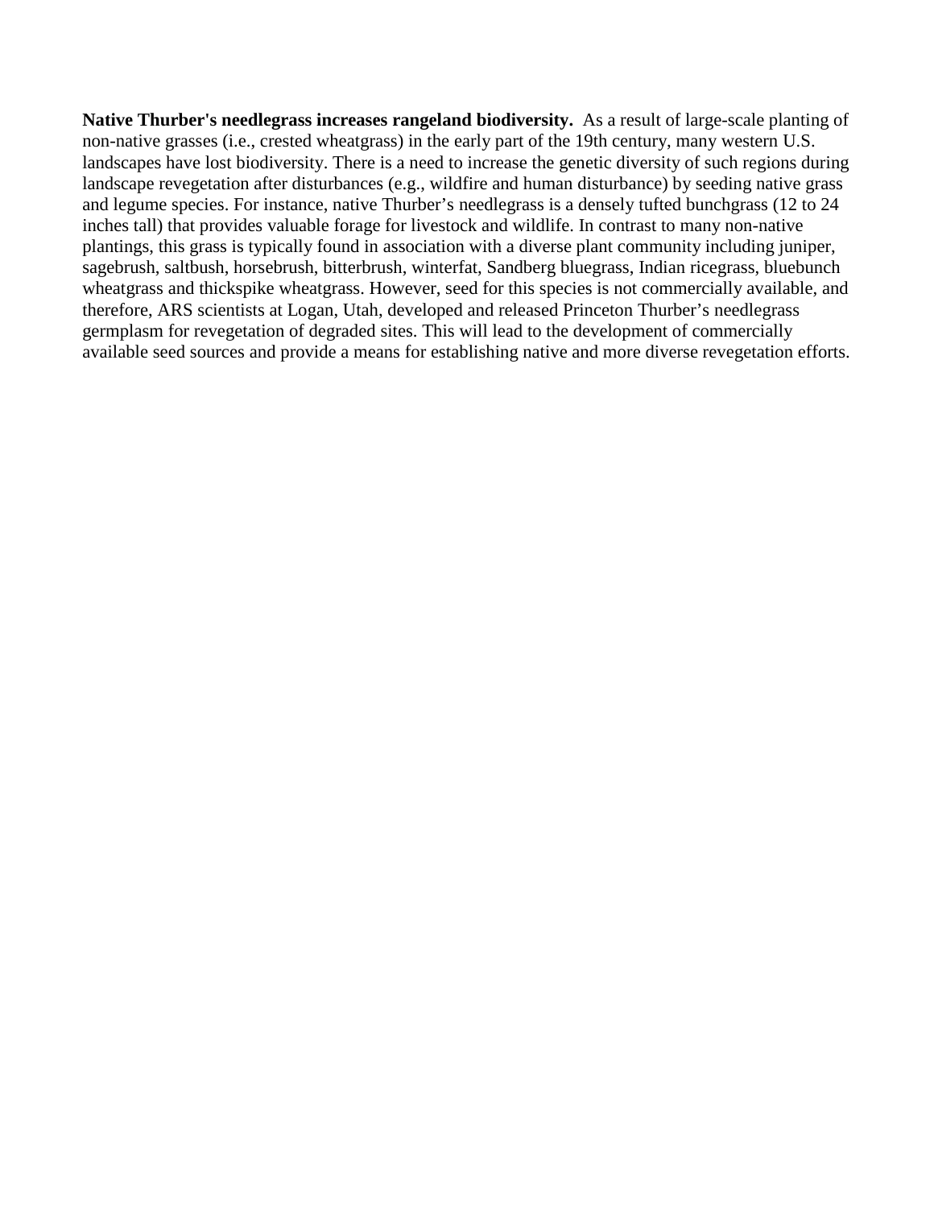**Native Thurber's needlegrass increases rangeland biodiversity.** As a result of large-scale planting of non-native grasses (i.e., crested wheatgrass) in the early part of the 19th century, many western U.S. landscapes have lost biodiversity. There is a need to increase the genetic diversity of such regions during landscape revegetation after disturbances (e.g., wildfire and human disturbance) by seeding native grass and legume species. For instance, native Thurber's needlegrass is a densely tufted bunchgrass (12 to 24 inches tall) that provides valuable forage for livestock and wildlife. In contrast to many non-native plantings, this grass is typically found in association with a diverse plant community including juniper, sagebrush, saltbush, horsebrush, bitterbrush, winterfat, Sandberg bluegrass, Indian ricegrass, bluebunch wheatgrass and thickspike wheatgrass. However, seed for this species is not commercially available, and therefore, ARS scientists at Logan, Utah, developed and released Princeton Thurber's needlegrass germplasm for revegetation of degraded sites. This will lead to the development of commercially available seed sources and provide a means for establishing native and more diverse revegetation efforts.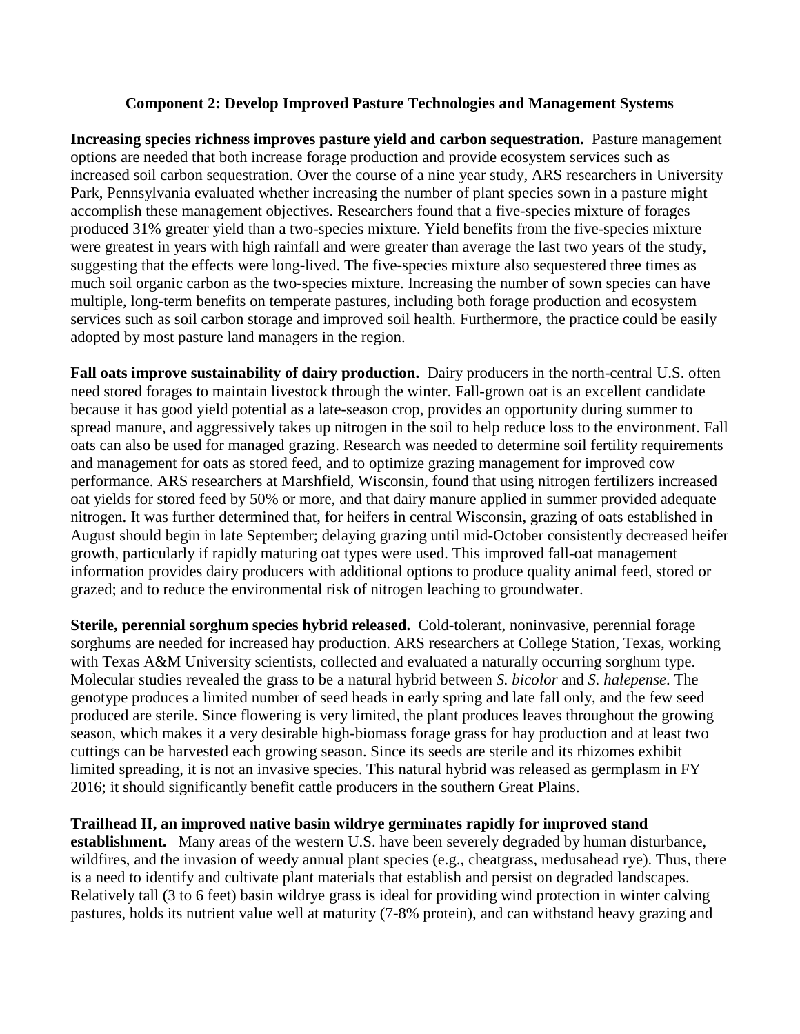## Component 2: Develop Improved Pasture Technologies and Management Systems

**Increasing species richness improves pasture yield and carbon sequestration.** Pasture management options are needed that both increase forage production and provide ecosystem services such as increased soil carbon sequestration. Over the course of a nine year study, ARS researchers in University Park, Pennsylvania evaluated whether increasing the number of plant species sown in a pasture might accomplish these management objectives. Researchers found that a five-species mixture of forages produced 31% greater yield than a two-species mixture. Yield benefits from the five-species mixture were greatest in years with high rainfall and were greater than average the last two years of the study, suggesting that the effects were long-lived. The five-species mixture also sequestered three times as much soil organic carbon as the two-species mixture. Increasing the number of sown species can have multiple, long-term benefits on temperate pastures, including both forage production and ecosystem services such as soil carbon storage and improved soil health. Furthermore, the practice could be easily adopted by most pasture land managers in the region.

**Fall oats improve sustainability of dairy production.** Dairy producers in the north-central U.S. often need stored forages to maintain livestock through the winter. Fall-grown oat is an excellent candidate because it has good yield potential as a late-season crop, provides an opportunity during summer to spread manure, and aggressively takes up nitrogen in the soil to help reduce loss to the environment. Fall oats can also be used for managed grazing. Research was needed to determine soil fertility requirements and management for oats as stored feed, and to optimize grazing management for improved cow performance. ARS researchers at Marshfield, Wisconsin, found that using nitrogen fertilizers increased oat yields for stored feed by 50% or more, and that dairy manure applied in summer provided adequate nitrogen. It was further determined that, for heifers in central Wisconsin, grazing of oats established in August should begin in late September; delaying grazing until mid-October consistently decreased heifer growth, particularly if rapidly maturing oat types were used. This improved fall-oat management information provides dairy producers with additional options to produce quality animal feed, stored or grazed; and to reduce the environmental risk of nitrogen leaching to groundwater.

**Sterile, perennial sorghum species hybrid released.** Cold-tolerant, noninvasive, perennial forage sorghums are needed for increased hay production. ARS researchers at College Station, Texas, working with Texas A&M University scientists, collected and evaluated a naturally occurring sorghum type. Molecular studies revealed the grass to be a natural hybrid between *S. bicolor* and *S. halepense*. The genotype produces a limited number of seed heads in early spring and late fall only, and the few seed produced are sterile. Since flowering is very limited, the plant produces leaves throughout the growing season, which makes it a very desirable high-biomass forage grass for hay production and at least two cuttings can be harvested each growing season. Since its seeds are sterile and its rhizomes exhibit limited spreading, it is not an invasive species. This natural hybrid was released as germplasm in FY 2016; it should significantly benefit cattle producers in the southern Great Plains.

**Trailhead II, an improved native basin wildrye germinates rapidly for improved stand establishment.** Many areas of the western U.S. have been severely degraded by human disturbance, wildfires, and the invasion of weedy annual plant species (e.g., cheatgrass, medusahead rye). Thus, there is a need to identify and cultivate plant materials that establish and persist on degraded landscapes. Relatively tall (3 to 6 feet) basin wildrye grass is ideal for providing wind protection in winter calving pastures, holds its nutrient value well at maturity (7-8% protein), and can withstand heavy grazing and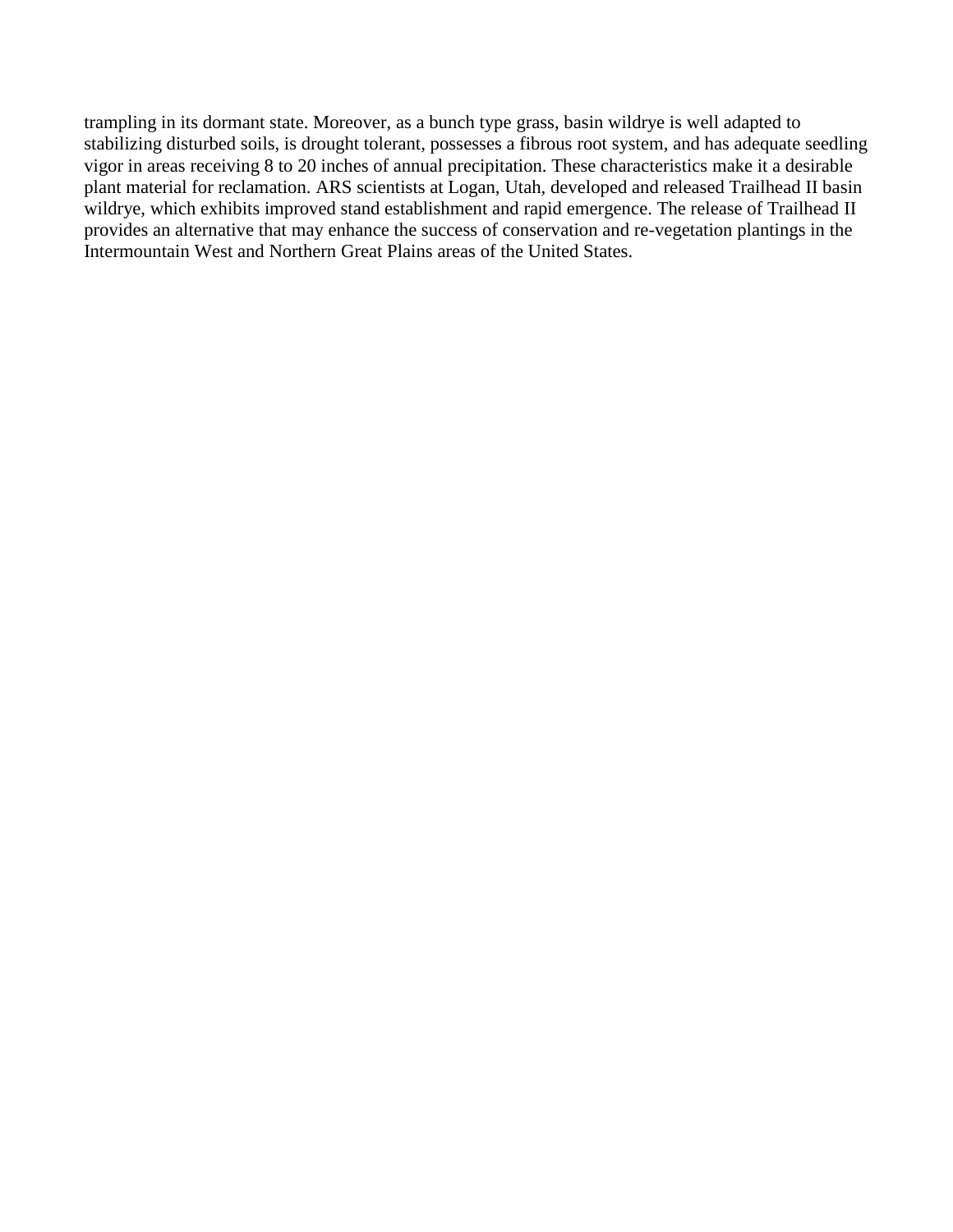trampling in its dormant state. Moreover, as a bunch type grass, basin wildrye is well adapted to stabilizing disturbed soils, is drought tolerant, possesses a fibrous root system, and has adequate seedling vigor in areas receiving 8 to 20 inches of annual precipitation. These characteristics make it a desirable plant material for reclamation. ARS scientists at Logan, Utah, developed and released Trailhead II basin wildrye, which exhibits improved stand establishment and rapid emergence. The release of Trailhead II provides an alternative that may enhance the success of conservation and re-vegetation plantings in the Intermountain West and Northern Great Plains areas of the United States.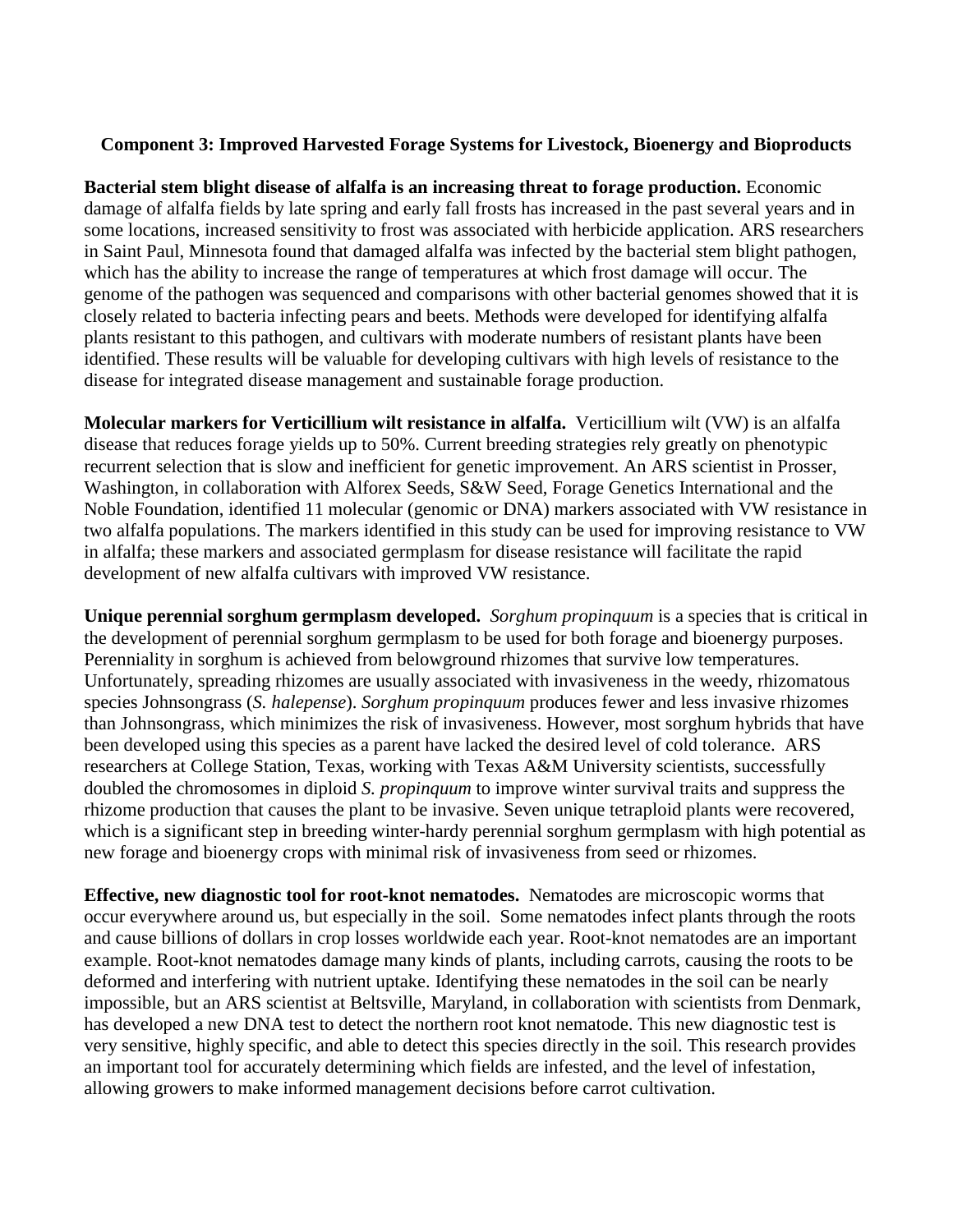**Component 3: Improved Harvested Forage Systems for Livestock, Bioenergy and Bioproducts**

**Bacterial stem blight disease of alfalfa is an increasing threat to forage production.** Economic damage of alfalfa fields by late spring and early fall frosts has increased in the past several years and in some locations, increased sensitivity to frost was associated with herbicide application. ARS researchers in Saint Paul, Minnesota found that damaged alfalfa was infected by the bacterial stem blight pathogen, which has the ability to increase the range of temperatures at which frost damage will occur. The genome of the pathogen was sequenced and comparisons with other bacterial genomes showed that it is closely related to bacteria infecting pears and beets. Methods were developed for identifying alfalfa plants resistant to this pathogen, and cultivars with moderate numbers of resistant plants have been identified. These results will be valuable for developing cultivars with high levels of resistance to the disease for integrated disease management and sustainable forage production.

**Molecular markers for Verticillium wilt resistance in alfalfa.** Verticillium wilt (VW) is an alfalfa disease that reduces forage yields up to 50%. Current breeding strategies rely greatly on phenotypic recurrent selection that is slow and inefficient for genetic improvement. An ARS scientist in Prosser, Washington, in collaboration with Alforex Seeds, S&W Seed, Forage Genetics International and the Noble Foundation, identified 11 molecular (genomic or DNA) markers associated with VW resistance in two alfalfa populations. The markers identified in this study can be used for improving resistance to VW in alfalfa; these markers and associated germplasm for disease resistance will facilitate the rapid development of new alfalfa cultivars with improved VW resistance.

**Unique perennial sorghum germplasm developed.** *Sorghum propinquum* is a species that is critical in the development of perennial sorghum germplasm to be used for both forage and bioenergy purposes. Perenniality in sorghum is achieved from belowground rhizomes that survive low temperatures. Unfortunately, spreading rhizomes are usually associated with invasiveness in the weedy, rhizomatous species Johnsongrass (*S. halepense*). *Sorghum propinquum* produces fewer and less invasive rhizomes than Johnsongrass, which minimizes the risk of invasiveness. However, most sorghum hybrids that have been developed using this species as a parent have lacked the desired level of cold tolerance. ARS researchers at College Station, Texas, working with Texas A&M University scientists, successfully doubled the chromosomes in diploid *S. propinquum* to improve winter survival traits and suppress the rhizome production that causes the plant to be invasive. Seven unique tetraploid plants were recovered, which is a significant step in breeding winter-hardy perennial sorghum germplasm with high potential as new forage and bioenergy crops with minimal risk of invasiveness from seed or rhizomes.

**Effective, new diagnostic tool for root-knot nematodes.** Nematodes are microscopic worms that occur everywhere around us, but especially in the soil. Some nematodes infect plants through the roots and cause billions of dollars in crop losses worldwide each year. Root-knot nematodes are an important example. Root-knot nematodes damage many kinds of plants, including carrots, causing the roots to be deformed and interfering with nutrient uptake. Identifying these nematodes in the soil can be nearly impossible, but an ARS scientist at Beltsville, Maryland, in collaboration with scientists from Denmark, has developed a new DNA test to detect the northern root knot nematode. This new diagnostic test is very sensitive, highly specific, and able to detect this species directly in the soil. This research provides an important tool for accurately determining which fields are infested, and the level of infestation, allowing growers to make informed management decisions before carrot cultivation.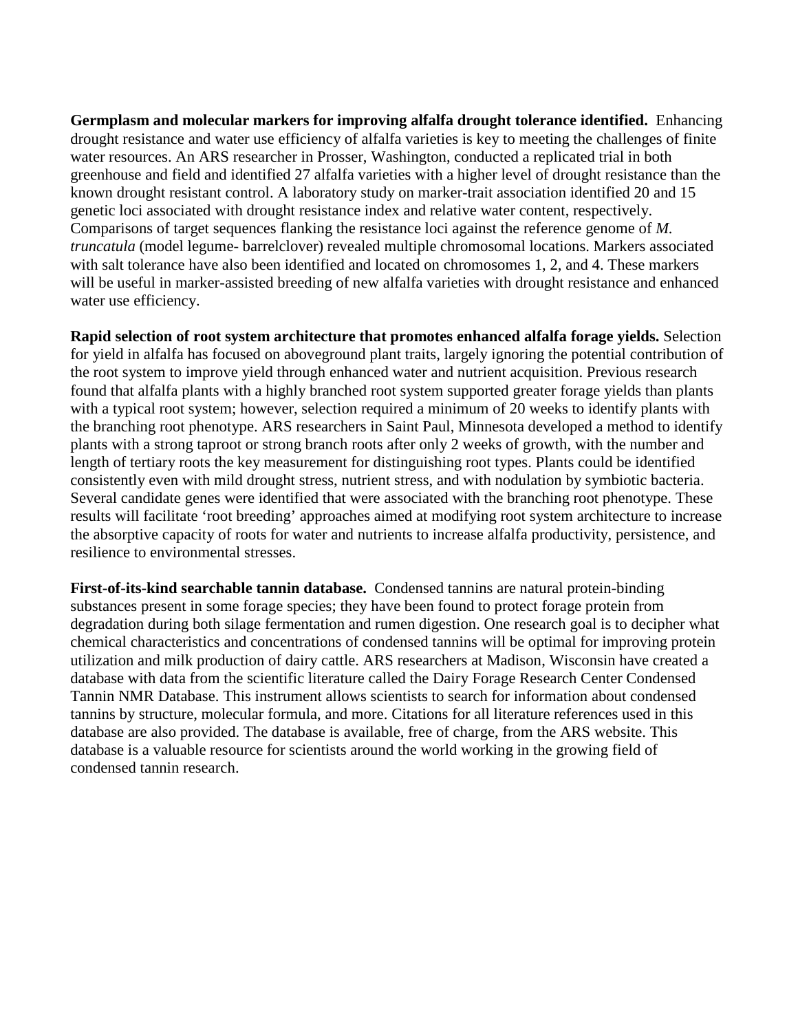**Germplasm and molecular markers for improving alfalfa drought tolerance identified.** Enhancing drought resistance and water use efficiency of alfalfa varieties is key to meeting the challenges of finite water resources. An ARS researcher in Prosser, Washington, conducted a replicated trial in both greenhouse and field and identified 27 alfalfa varieties with a higher level of drought resistance than the known drought resistant control. A laboratory study on marker-trait association identified 20 and 15 genetic loci associated with drought resistance index and relative water content, respectively. Comparisons of target sequences flanking the resistance loci against the reference genome of *M. truncatula* (model legume- barrelclover) revealed multiple chromosomal locations. Markers associated with salt tolerance have also been identified and located on chromosomes 1, 2, and 4. These markers will be useful in marker-assisted breeding of new alfalfa varieties with drought resistance and enhanced water use efficiency.

**Rapid selection of root system architecture that promotes enhanced alfalfa forage yields.** Selection for yield in alfalfa has focused on aboveground plant traits, largely ignoring the potential contribution of the root system to improve yield through enhanced water and nutrient acquisition. Previous research found that alfalfa plants with a highly branched root system supported greater forage yields than plants with a typical root system; however, selection required a minimum of 20 weeks to identify plants with the branching root phenotype. ARS researchers in Saint Paul, Minnesota developed a method to identify plants with a strong taproot or strong branch roots after only 2 weeks of growth, with the number and length of tertiary roots the key measurement for distinguishing root types. Plants could be identified consistently even with mild drought stress, nutrient stress, and with nodulation by symbiotic bacteria. Several candidate genes were identified that were associated with the branching root phenotype. These results will facilitate 'root breeding' approaches aimed at modifying root system architecture to increase the absorptive capacity of roots for water and nutrients to increase alfalfa productivity, persistence, and resilience to environmental stresses.

**First-of-its-kind searchable tannin database.** Condensed tannins are natural protein-binding substances present in some forage species; they have been found to protect forage protein from degradation during both silage fermentation and rumen digestion. One research goal is to decipher what chemical characteristics and concentrations of condensed tannins will be optimal for improving protein utilization and milk production of dairy cattle. ARS researchers at Madison, Wisconsin have created a database with data from the scientific literature called the Dairy Forage Research Center Condensed Tannin NMR Database. This instrument allows scientists to search for information about condensed tannins by structure, molecular formula, and more. Citations for all literature references used in this database are also provided. The database is available, free of charge, from the ARS website. This database is a valuable resource for scientists around the world working in the growing field of condensed tannin research.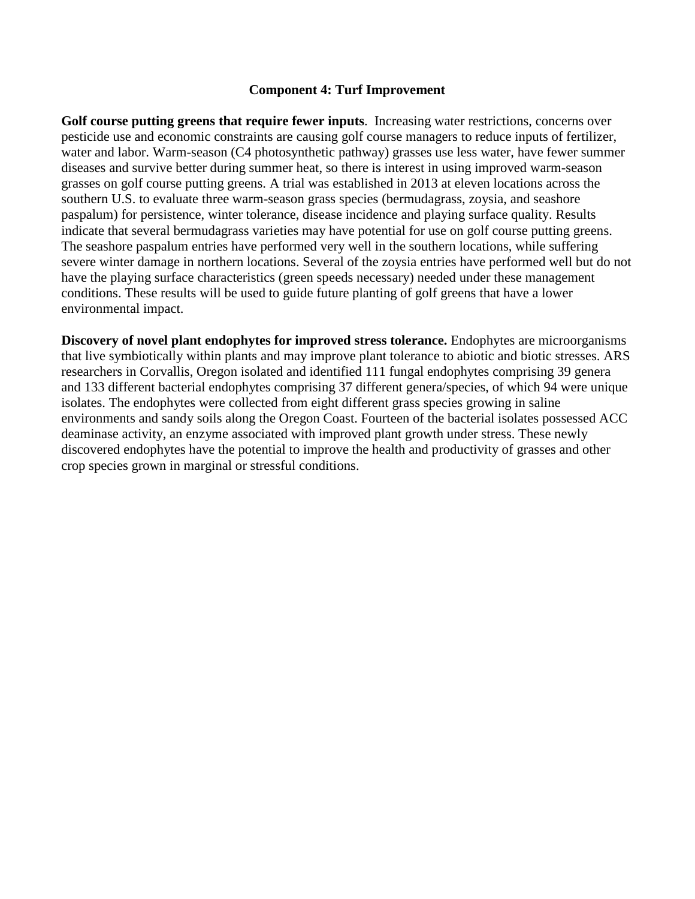## Component 4: Turf Improvement

**Golf course putting greens that require fewer inputs**. Increasing water restrictions, concerns over pesticide use and economic constraints are causing golf course managers to reduce inputs of fertilizer, water and labor. Warm-season (C4 photosynthetic pathway) grasses use less water, have fewer summer diseases and survive better during summer heat, so there is interest in using improved warm-season grasses on golf course putting greens. A trial was established in 2013 at eleven locations across the southern U.S. to evaluate three warm-season grass species (bermudagrass, zoysia, and seashore paspalum) for persistence, winter tolerance, disease incidence and playing surface quality. Results indicate that several bermudagrass varieties may have potential for use on golf course putting greens. The seashore paspalum entries have performed very well in the southern locations, while suffering severe winter damage in northern locations. Several of the zoysia entries have performed well but do not have the playing surface characteristics (green speeds necessary) needed under these management conditions. These results will be used to guide future planting of golf greens that have a lower environmental impact.

**Discovery of novel plant endophytes for improved stress tolerance.** Endophytes are microorganisms that live symbiotically within plants and may improve plant tolerance to abiotic and biotic stresses. ARS researchers in Corvallis, Oregon isolated and identified 111 fungal endophytes comprising 39 genera and 133 different bacterial endophytes comprising 37 different genera/species, of which 94 were unique isolates. The endophytes were collected from eight different grass species growing in saline environments and sandy soils along the Oregon Coast. Fourteen of the bacterial isolates possessed ACC deaminase activity, an enzyme associated with improved plant growth under stress. These newly discovered endophytes have the potential to improve the health and productivity of grasses and other crop species grown in marginal or stressful conditions.